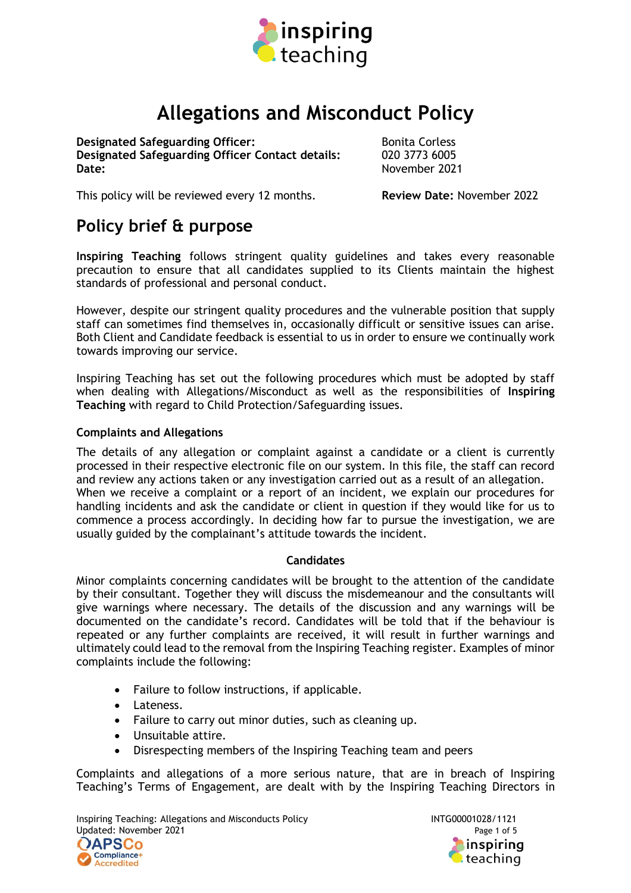# Allegations and Misconduct Policy

| | |
|---|---|
| **Designated Safeguarding Officer:** | Bonita Corless |
| **Designated Safeguarding Officer Contact details:** | 020 3773 6005 |
| **Date:** | November 2021 |

This policy will be reviewed every 12 months. **Review Date:** November 2022

## Policy brief & purpose

**Inspiring Teaching** follows stringent quality guidelines and takes every reasonable precaution to ensure that all candidates supplied to its Clients maintain the highest standards of professional and personal conduct.

However, despite our stringent quality procedures and the vulnerable position that supply staff can sometimes find themselves in, occasionally difficult or sensitive issues can arise. Both Client and Candidate feedback is essential to us in order to ensure we continually work towards improving our service.

Inspiring Teaching has set out the following procedures which must be adopted by staff when dealing with Allegations/Misconduct as well as the responsibilities of **Inspiring Teaching** with regard to Child Protection/Safeguarding issues.

### Complaints and Allegations

The details of any allegation or complaint against a candidate or a client is currently processed in their respective electronic file on our system. In this file, the staff can record and review any actions taken or any investigation carried out as a result of an allegation. When we receive a complaint or a report of an incident, we explain our procedures for handling incidents and ask the candidate or client in question if they would like for us to commence a process accordingly. In deciding how far to pursue the investigation, we are usually guided by the complainant's attitude towards the incident.

**Candidates**

Minor complaints concerning candidates will be brought to the attention of the candidate by their consultant. Together they will discuss the misdemeanour and the consultants will give warnings where necessary. The details of the discussion and any warnings will be documented on the candidate's record. Candidates will be told that if the behaviour is repeated or any further complaints are received, it will result in further warnings and ultimately could lead to the removal from the Inspiring Teaching register. Examples of minor complaints include the following:

- Failure to follow instructions, if applicable.
- Lateness.
- Failure to carry out minor duties, such as cleaning up.
- Unsuitable attire.
- Disrespecting members of the Inspiring Teaching team and peers

Complaints and allegations of a more serious nature, that are in breach of Inspiring Teaching's Terms of Engagement, are dealt with by the Inspiring Teaching Directors in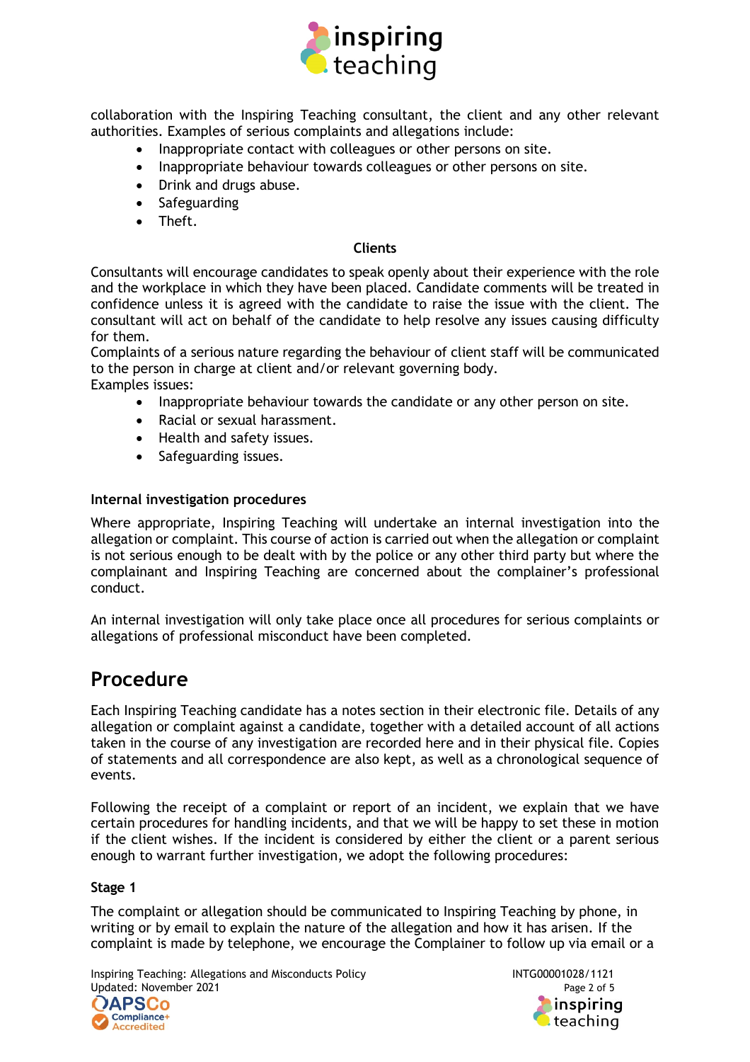collaboration with the Inspiring Teaching consultant, the client and any other relevant authorities. Examples of serious complaints and allegations include:

- Inappropriate contact with colleagues or other persons on site.
- Inappropriate behaviour towards colleagues or other persons on site.
- Drink and drugs abuse.
- Safeguarding
- Theft.

**Clients**

Consultants will encourage candidates to speak openly about their experience with the role and the workplace in which they have been placed. Candidate comments will be treated in confidence unless it is agreed with the candidate to raise the issue with the client. The consultant will act on behalf of the candidate to help resolve any issues causing difficulty for them.
Complaints of a serious nature regarding the behaviour of client staff will be communicated to the person in charge at client and/or relevant governing body.
Examples issues:

- Inappropriate behaviour towards the candidate or any other person on site.
- Racial or sexual harassment.
- Health and safety issues.
- Safeguarding issues.

**Internal investigation procedures**

Where appropriate, Inspiring Teaching will undertake an internal investigation into the allegation or complaint. This course of action is carried out when the allegation or complaint is not serious enough to be dealt with by the police or any other third party but where the complainant and Inspiring Teaching are concerned about the complainer's professional conduct.

An internal investigation will only take place once all procedures for serious complaints or allegations of professional misconduct have been completed.

## Procedure

Each Inspiring Teaching candidate has a notes section in their electronic file. Details of any allegation or complaint against a candidate, together with a detailed account of all actions taken in the course of any investigation are recorded here and in their physical file. Copies of statements and all correspondence are also kept, as well as a chronological sequence of events.

Following the receipt of a complaint or report of an incident, we explain that we have certain procedures for handling incidents, and that we will be happy to set these in motion if the client wishes. If the incident is considered by either the client or a parent serious enough to warrant further investigation, we adopt the following procedures:

**Stage 1**

The complaint or allegation should be communicated to Inspiring Teaching by phone, in writing or by email to explain the nature of the allegation and how it has arisen. If the complaint is made by telephone, we encourage the Complainer to follow up via email or a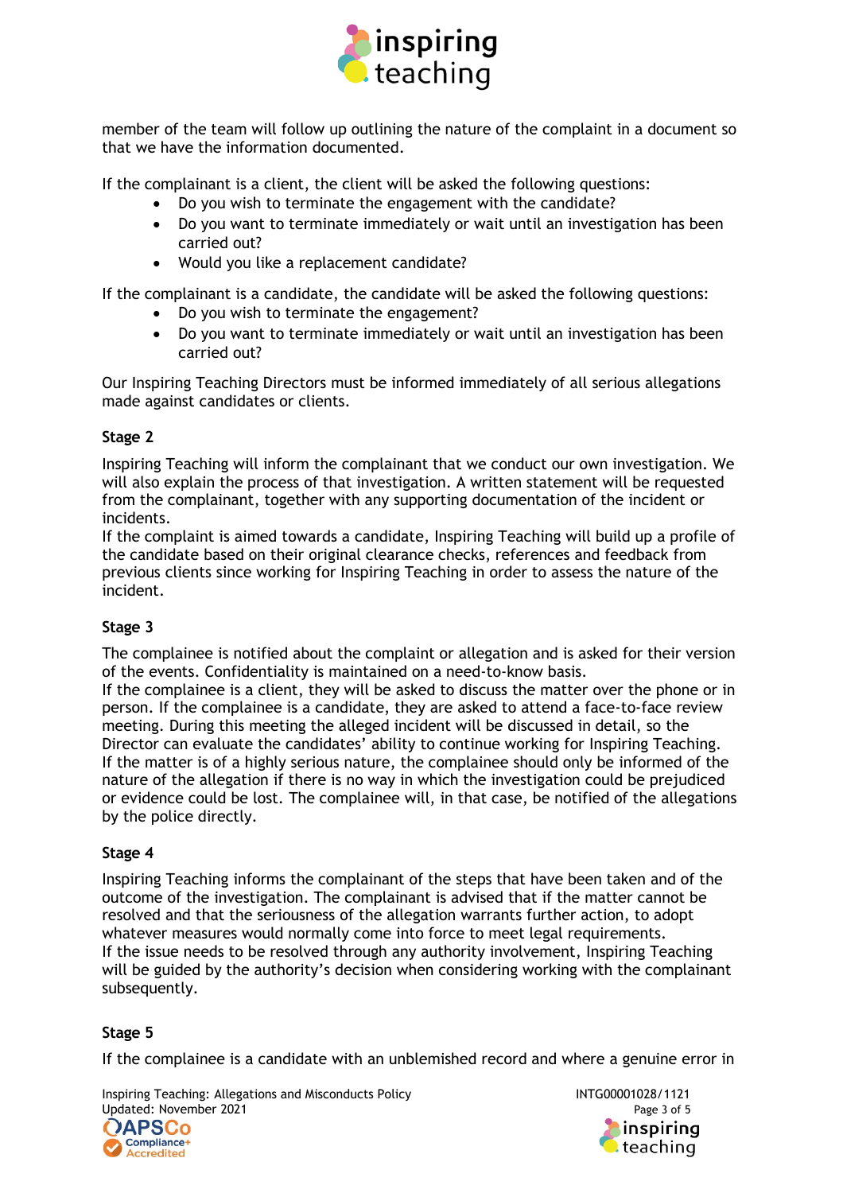member of the team will follow up outlining the nature of the complaint in a document so that we have the information documented.

If the complainant is a client, the client will be asked the following questions:

- Do you wish to terminate the engagement with the candidate?
- Do you want to terminate immediately or wait until an investigation has been carried out?
- Would you like a replacement candidate?

If the complainant is a candidate, the candidate will be asked the following questions:

- Do you wish to terminate the engagement?
- Do you want to terminate immediately or wait until an investigation has been carried out?

Our Inspiring Teaching Directors must be informed immediately of all serious allegations made against candidates or clients.

**Stage 2**

Inspiring Teaching will inform the complainant that we conduct our own investigation. We will also explain the process of that investigation. A written statement will be requested from the complainant, together with any supporting documentation of the incident or incidents.
If the complaint is aimed towards a candidate, Inspiring Teaching will build up a profile of the candidate based on their original clearance checks, references and feedback from previous clients since working for Inspiring Teaching in order to assess the nature of the incident.

**Stage 3**

The complainee is notified about the complaint or allegation and is asked for their version of the events. Confidentiality is maintained on a need-to-know basis.
If the complainee is a client, they will be asked to discuss the matter over the phone or in person. If the complainee is a candidate, they are asked to attend a face-to-face review meeting. During this meeting the alleged incident will be discussed in detail, so the Director can evaluate the candidates' ability to continue working for Inspiring Teaching.
If the matter is of a highly serious nature, the complainee should only be informed of the nature of the allegation if there is no way in which the investigation could be prejudiced or evidence could be lost. The complainee will, in that case, be notified of the allegations by the police directly.

**Stage 4**

Inspiring Teaching informs the complainant of the steps that have been taken and of the outcome of the investigation. The complainant is advised that if the matter cannot be resolved and that the seriousness of the allegation warrants further action, to adopt whatever measures would normally come into force to meet legal requirements.
If the issue needs to be resolved through any authority involvement, Inspiring Teaching will be guided by the authority's decision when considering working with the complainant subsequently.

**Stage 5**

If the complainee is a candidate with an unblemished record and where a genuine error in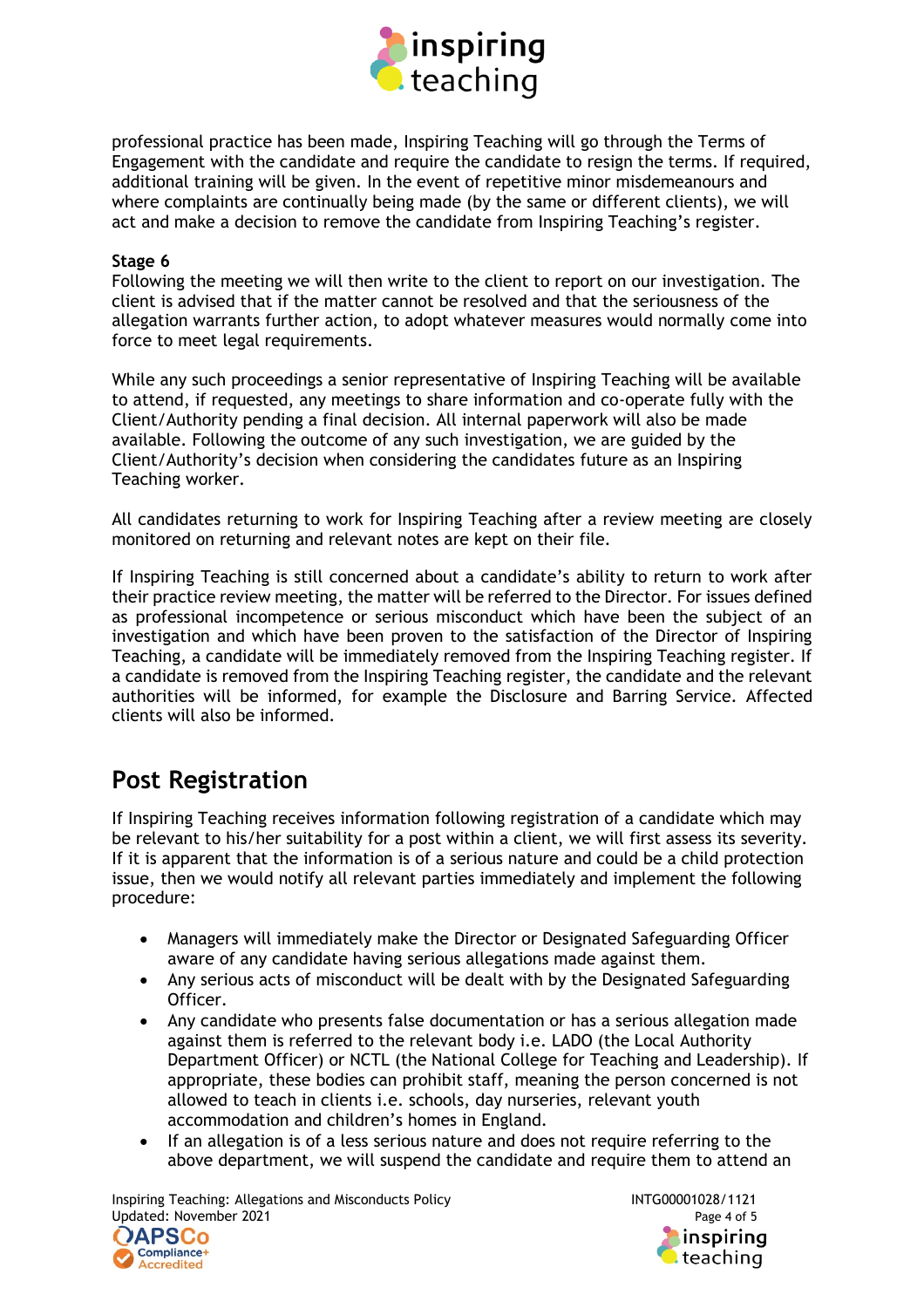professional practice has been made, Inspiring Teaching will go through the Terms of Engagement with the candidate and require the candidate to resign the terms. If required, additional training will be given. In the event of repetitive minor misdemeanours and where complaints are continually being made (by the same or different clients), we will act and make a decision to remove the candidate from Inspiring Teaching's register.

**Stage 6**
Following the meeting we will then write to the client to report on our investigation. The client is advised that if the matter cannot be resolved and that the seriousness of the allegation warrants further action, to adopt whatever measures would normally come into force to meet legal requirements.

While any such proceedings a senior representative of Inspiring Teaching will be available to attend, if requested, any meetings to share information and co-operate fully with the Client/Authority pending a final decision. All internal paperwork will also be made available. Following the outcome of any such investigation, we are guided by the Client/Authority's decision when considering the candidates future as an Inspiring Teaching worker.

All candidates returning to work for Inspiring Teaching after a review meeting are closely monitored on returning and relevant notes are kept on their file.

If Inspiring Teaching is still concerned about a candidate's ability to return to work after their practice review meeting, the matter will be referred to the Director. For issues defined as professional incompetence or serious misconduct which have been the subject of an investigation and which have been proven to the satisfaction of the Director of Inspiring Teaching, a candidate will be immediately removed from the Inspiring Teaching register. If a candidate is removed from the Inspiring Teaching register, the candidate and the relevant authorities will be informed, for example the Disclosure and Barring Service. Affected clients will also be informed.

## Post Registration

If Inspiring Teaching receives information following registration of a candidate which may be relevant to his/her suitability for a post within a client, we will first assess its severity. If it is apparent that the information is of a serious nature and could be a child protection issue, then we would notify all relevant parties immediately and implement the following procedure:

- Managers will immediately make the Director or Designated Safeguarding Officer aware of any candidate having serious allegations made against them.
- Any serious acts of misconduct will be dealt with by the Designated Safeguarding Officer.
- Any candidate who presents false documentation or has a serious allegation made against them is referred to the relevant body i.e. LADO (the Local Authority Department Officer) or NCTL (the National College for Teaching and Leadership). If appropriate, these bodies can prohibit staff, meaning the person concerned is not allowed to teach in clients i.e. schools, day nurseries, relevant youth accommodation and children's homes in England.
- If an allegation is of a less serious nature and does not require referring to the above department, we will suspend the candidate and require them to attend an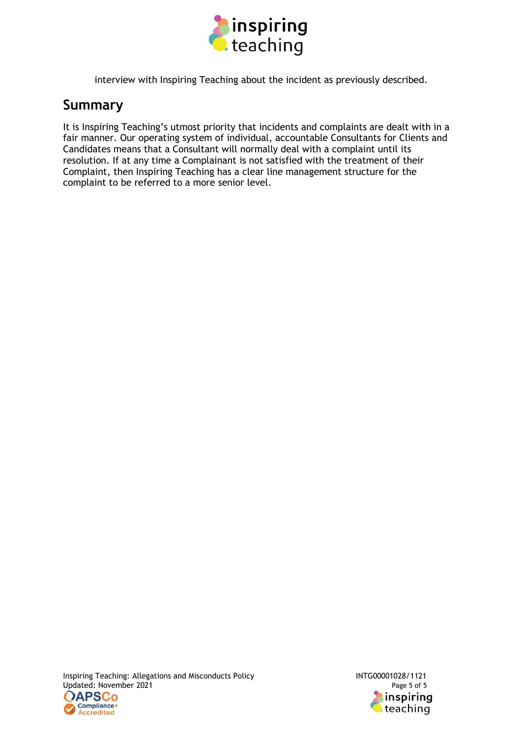interview with Inspiring Teaching about the incident as previously described.

## Summary

It is Inspiring Teaching's utmost priority that incidents and complaints are dealt with in a fair manner. Our operating system of individual, accountable Consultants for Clients and Candidates means that a Consultant will normally deal with a complaint until its resolution. If at any time a Complainant is not satisfied with the treatment of their Complaint, then Inspiring Teaching has a clear line management structure for the complaint to be referred to a more senior level.